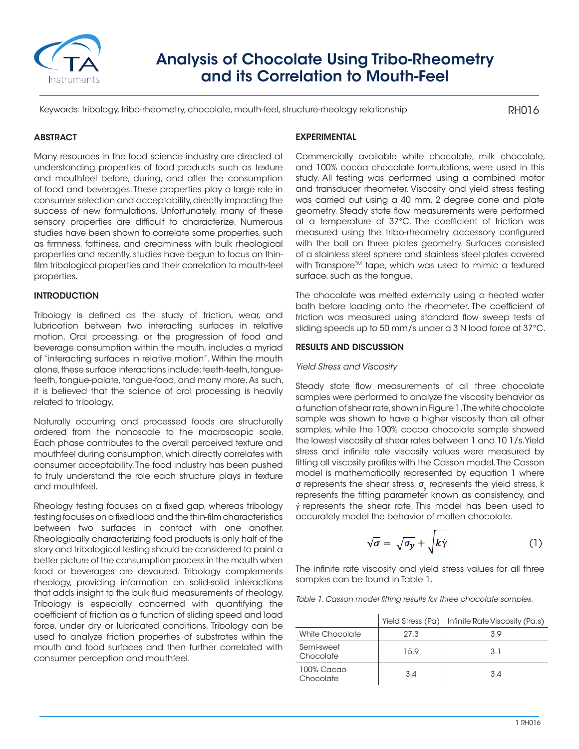# Analysis of Chocolate Using Tribo-Rheometry and its Correlation to Mouth-Feel

Keywords: tribology, tribo-rheometry, chocolate, mouth-feel, structure-rheology relationship

RH016

## ABSTRACT

Many resources in the food science industry are directed at understanding properties of food products such as texture and mouthfeel before, during, and after the consumption of food and beverages. These properties play a large role in consumer selection and acceptability, directly impacting the success of new formulations. Unfortunately, many of these sensory properties are difficult to characterize. Numerous studies have been shown to correlate some properties, such as firmness, fattiness, and creaminess with bulk rheological properties and recently, studies have begun to focus on thin-film tribological properties and their correlation to mouth-feel properties.

## INTRODUCTION

Tribology is defined as the study of friction, wear, and lubrication between two interacting surfaces in relative motion. Oral processing, or the progression of food and beverage consumption within the mouth, includes a myriad of "interacting surfaces in relative motion". Within the mouth alone, these surface interactions include: teeth-teeth, tongue-teeth, tongue-palate, tongue-food, and many more. As such, it is believed that the science of oral processing is heavily related to tribology.

Naturally occurring and processed foods are structurally ordered from the nanoscale to the macroscopic scale. Each phase contributes to the overall perceived texture and mouthfeel during consumption, which directly correlates with consumer acceptability. The food industry has been pushed to truly understand the role each structure plays in texture and mouthfeel.

Rheology testing focuses on a fixed gap, whereas tribology testing focuses on a fixed load and the thin-film characteristics between two surfaces in contact with one another. Rheologically characterizing food products is only half of the story and tribological testing should be considered to paint a better picture of the consumption process in the mouth when food or beverages are devoured. Tribology complements rheology, providing information on solid-solid interactions that adds insight to the bulk fluid measurements of rheology. Tribology is especially concerned with quantifying the coefficient of friction as a function of sliding speed and load force, under dry or lubricated conditions. Tribology can be used to analyze friction properties of substrates within the mouth and food surfaces and then further correlated with consumer perception and mouthfeel.

## EXPERIMENTAL

Commercially available white chocolate, milk chocolate, and 100% cocoa chocolate formulations, were used in this study. All testing was performed using a combined motor and transducer rheometer. Viscosity and yield stress testing was carried out using a 40 mm, 2 degree cone and plate geometry. Steady state flow measurements were performed at a temperature of 37°C. The coefficient of friction was measured using the tribo-rheometry accessory configured with the ball on three plates geometry. Surfaces consisted of a stainless steel sphere and stainless steel plates covered with Transpore™ tape, which was used to mimic a textured surface, such as the tongue.

The chocolate was melted externally using a heated water bath before loading onto the rheometer. The coefficient of friction was measured using standard flow sweep tests at sliding speeds up to 50 mm/s under a 3 N load force at 37°C.

## RESULTS AND DISCUSSION

*Yield Stress and Viscosity*

Steady state flow measurements of all three chocolate samples were performed to analyze the viscosity behavior as a function of shear rate, shown in Figure 1. The white chocolate sample was shown to have a higher viscosity than all other samples, while the 100% cocoa chocolate sample showed the lowest viscosity at shear rates between 1 and 10 1/s. Yield stress and infinite rate viscosity values were measured by fitting all viscosity profiles with the Casson model. The Casson model is mathematically represented by equation 1 where $\sigma$ represents the shear stress, $\sigma_y$ represents the yield stress, k represents the fitting parameter known as consistency, and $\dot{\gamma}$ represents the shear rate. This model has been used to accurately model the behavior of molten chocolate.

$$\sqrt{\sigma} = \sqrt{\sigma_y} + \sqrt{k\dot{\gamma}} \quad (1)$$

The infinite rate viscosity and yield stress values for all three samples can be found in Table 1.

*Table 1. Casson model fitting results for three chocolate samples.*

| | Yield Stress (Pa) | Infinite Rate Viscosity (Pa.s) |
|---|---|---|
| White Chocolate | 27.3 | 3.9 |
| Semi-sweet Chocolate | 15.9 | 3.1 |
| 100% Cacao Chocolate | 3.4 | 3.4 |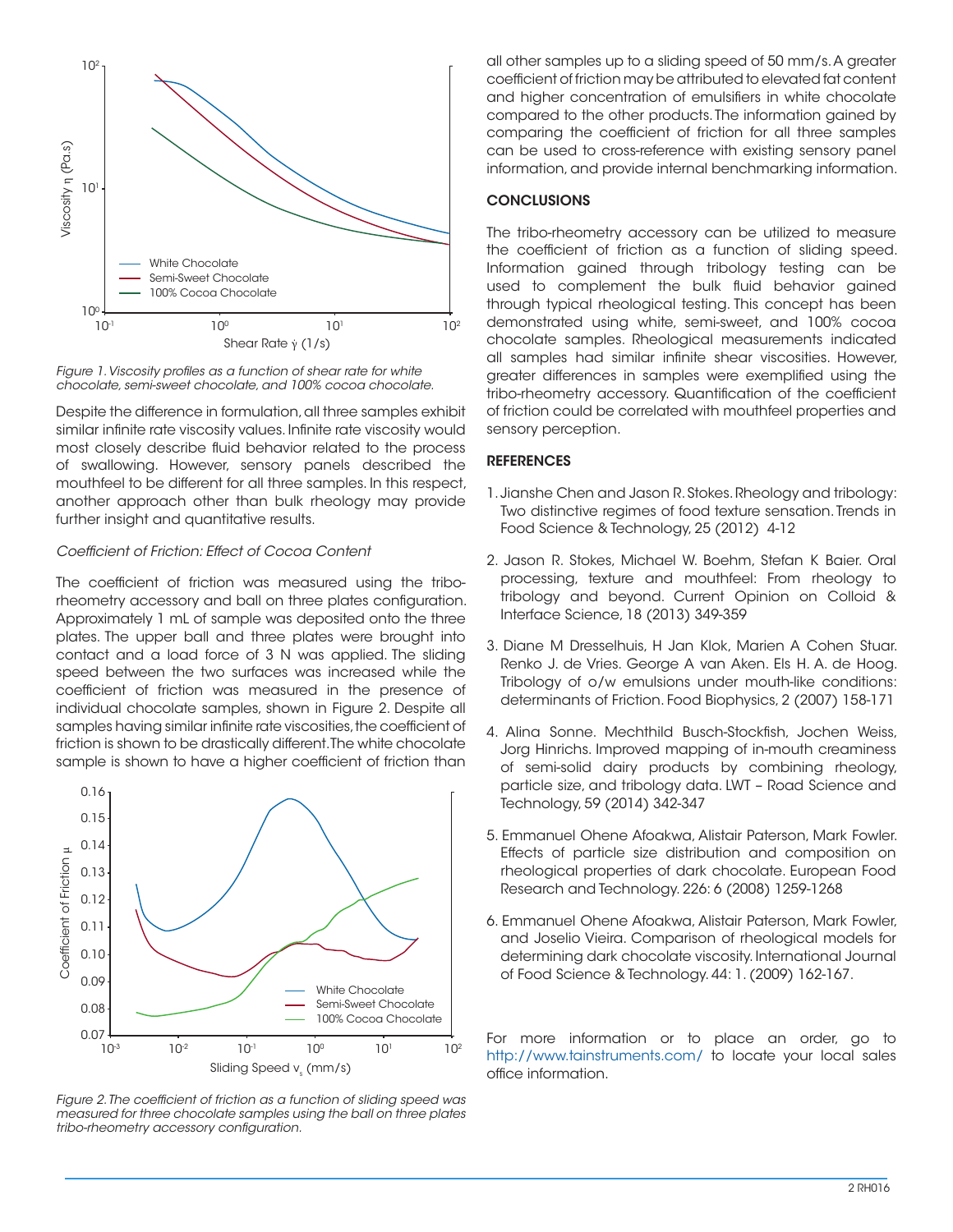$10^2$

$10^1$

$10^0$

Viscosity η (Pa.s)

$10^{-1}$ $10^0$ $10^1$ $10^2$

Shear Rate $\dot{\gamma}$ (1/s)

White Chocolate

Semi-Sweet Chocolate

100% Cocoa Chocolate

*Figure 1. Viscosity profiles as a function of shear rate for white chocolate, semi-sweet chocolate, and 100% cocoa chocolate.*

Despite the difference in formulation, all three samples exhibit similar infinite rate viscosity values. Infinite rate viscosity would most closely describe fluid behavior related to the process of swallowing. However, sensory panels described the mouthfeel to be different for all three samples. In this respect, another approach other than bulk rheology may provide further insight and quantitative results.

*Coefficient of Friction: Effect of Cocoa Content*

The coefficient of friction was measured using the tribo-rheometry accessory and ball on three plates configuration. Approximately 1 mL of sample was deposited onto the three plates. The upper ball and three plates were brought into contact and a load force of 3 N was applied. The sliding speed between the two surfaces was increased while the coefficient of friction was measured in the presence of individual chocolate samples, shown in Figure 2. Despite all samples having similar infinite rate viscosities, the coefficient of friction is shown to be drastically different. The white chocolate sample is shown to have a higher coefficient of friction than all other samples up to a sliding speed of 50 mm/s. A greater coefficient of friction may be attributed to elevated fat content and higher concentration of emulsifiers in white chocolate compared to the other products. The information gained by comparing the coefficient of friction for all three samples can be used to cross-reference with existing sensory panel information, and provide internal benchmarking information.

0.16

0.15

0.14

0.13

0.12

0.11

0.10

0.09

0.08

0.07

Coefficient of Friction μ

$10^{-3}$ $10^{-2}$ $10^{-1}$ $10^0$ $10^1$ $10^2$

Sliding Speed $v_s$ (mm/s)

White Chocolate

Semi-Sweet Chocolate

100% Cocoa Chocolate

*Figure 2. The coefficient of friction as a function of sliding speed was measured for three chocolate samples using the ball on three plates tribo-rheometry accessory configuration.*

## CONCLUSIONS

The tribo-rheometry accessory can be utilized to measure the coefficient of friction as a function of sliding speed. Information gained through tribology testing can be used to complement the bulk fluid behavior gained through typical rheological testing. This concept has been demonstrated using white, semi-sweet, and 100% cocoa chocolate samples. Rheological measurements indicated all samples had similar infinite shear viscosities. However, greater differences in samples were exemplified using the tribo-rheometry accessory. Quantification of the coefficient of friction could be correlated with mouthfeel properties and sensory perception.

## REFERENCES

1. Jianshe Chen and Jason R. Stokes. Rheology and tribology: Two distinctive regimes of food texture sensation. Trends in Food Science & Technology, 25 (2012) 4-12

2. Jason R. Stokes, Michael W. Boehm, Stefan K Baier. Oral processing, texture and mouthfeel: From rheology to tribology and beyond. Current Opinion on Colloid & Interface Science, 18 (2013) 349-359

3. Diane M Dresselhuis, H Jan Klok, Marien A Cohen Stuar. Renko J. de Vries. George A van Aken. Els H. A. de Hoog. Tribology of o/w emulsions under mouth-like conditions: determinants of Friction. Food Biophysics, 2 (2007) 158-171

4. Alina Sonne. Mechthild Busch-Stockfish, Jochen Weiss, Jorg Hinrichs. Improved mapping of in-mouth creaminess of semi-solid dairy products by combining rheology, particle size, and tribology data. LWT – Road Science and Technology, 59 (2014) 342-347

5. Emmanuel Ohene Afoakwa, Alistair Paterson, Mark Fowler. Effects of particle size distribution and composition on rheological properties of dark chocolate. European Food Research and Technology. 226: 6 (2008) 1259-1268

6. Emmanuel Ohene Afoakwa, Alistair Paterson, Mark Fowler, and Joselio Vieira. Comparison of rheological models for determining dark chocolate viscosity. International Journal of Food Science & Technology. 44: 1. (2009) 162-167.

For more information or to place an order, go to http://www.tainstruments.com/ to locate your local sales office information.